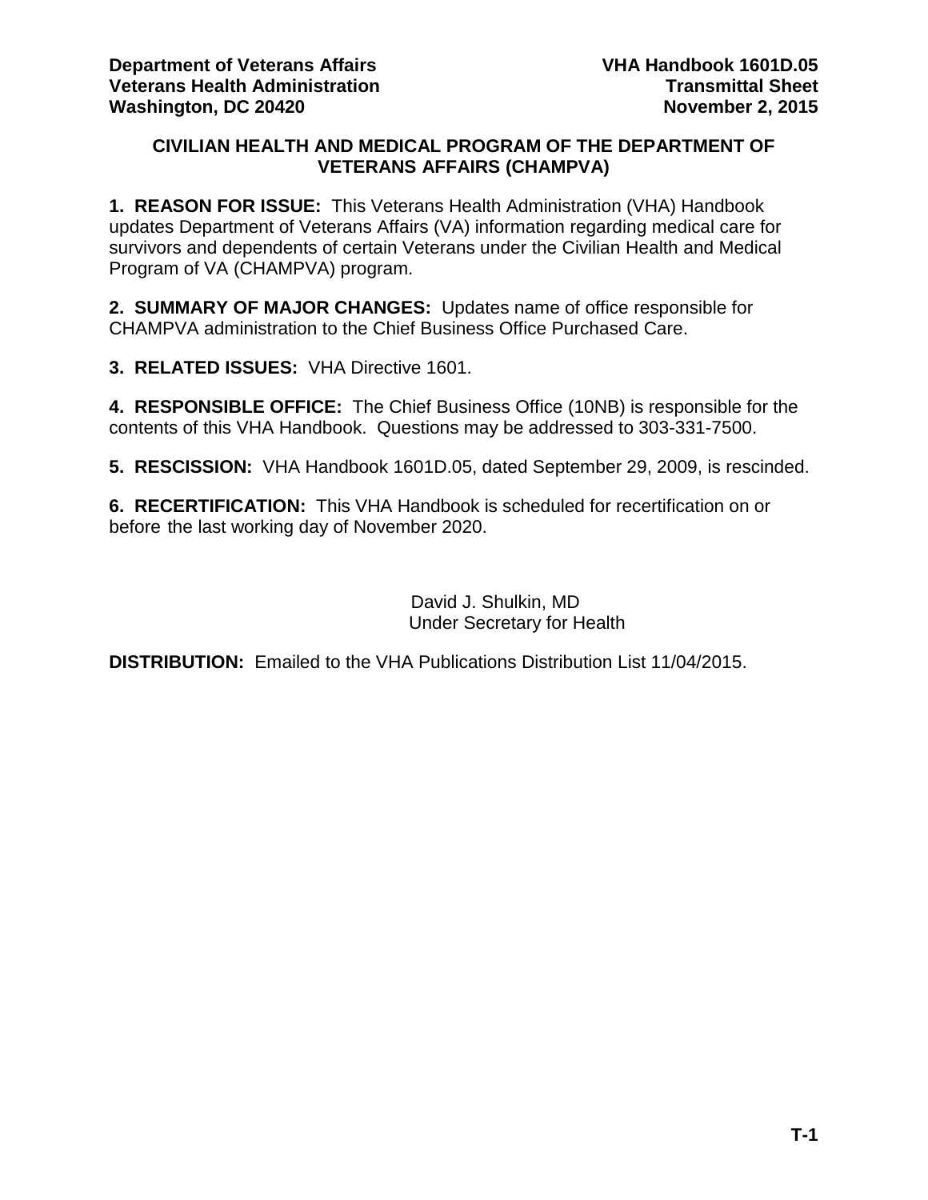**Department of Veterans Affairs** **VHA Handbook 1601D.05**
**Veterans Health Administration** **Transmittal Sheet**
**Washington, DC 20420** **November 2, 2015**

## CIVILIAN HEALTH AND MEDICAL PROGRAM OF THE DEPARTMENT OF VETERANS AFFAIRS (CHAMPVA)

**1. REASON FOR ISSUE:** This Veterans Health Administration (VHA) Handbook updates Department of Veterans Affairs (VA) information regarding medical care for survivors and dependents of certain Veterans under the Civilian Health and Medical Program of VA (CHAMPVA) program.

**2. SUMMARY OF MAJOR CHANGES:** Updates name of office responsible for CHAMPVA administration to the Chief Business Office Purchased Care.

**3. RELATED ISSUES:** VHA Directive 1601.

**4. RESPONSIBLE OFFICE:** The Chief Business Office (10NB) is responsible for the contents of this VHA Handbook. Questions may be addressed to 303-331-7500.

**5. RESCISSION:** VHA Handbook 1601D.05, dated September 29, 2009, is rescinded.

**6. RECERTIFICATION:** This VHA Handbook is scheduled for recertification on or before the last working day of November 2020.

David J. Shulkin, MD
Under Secretary for Health

**DISTRIBUTION:** Emailed to the VHA Publications Distribution List 11/04/2015.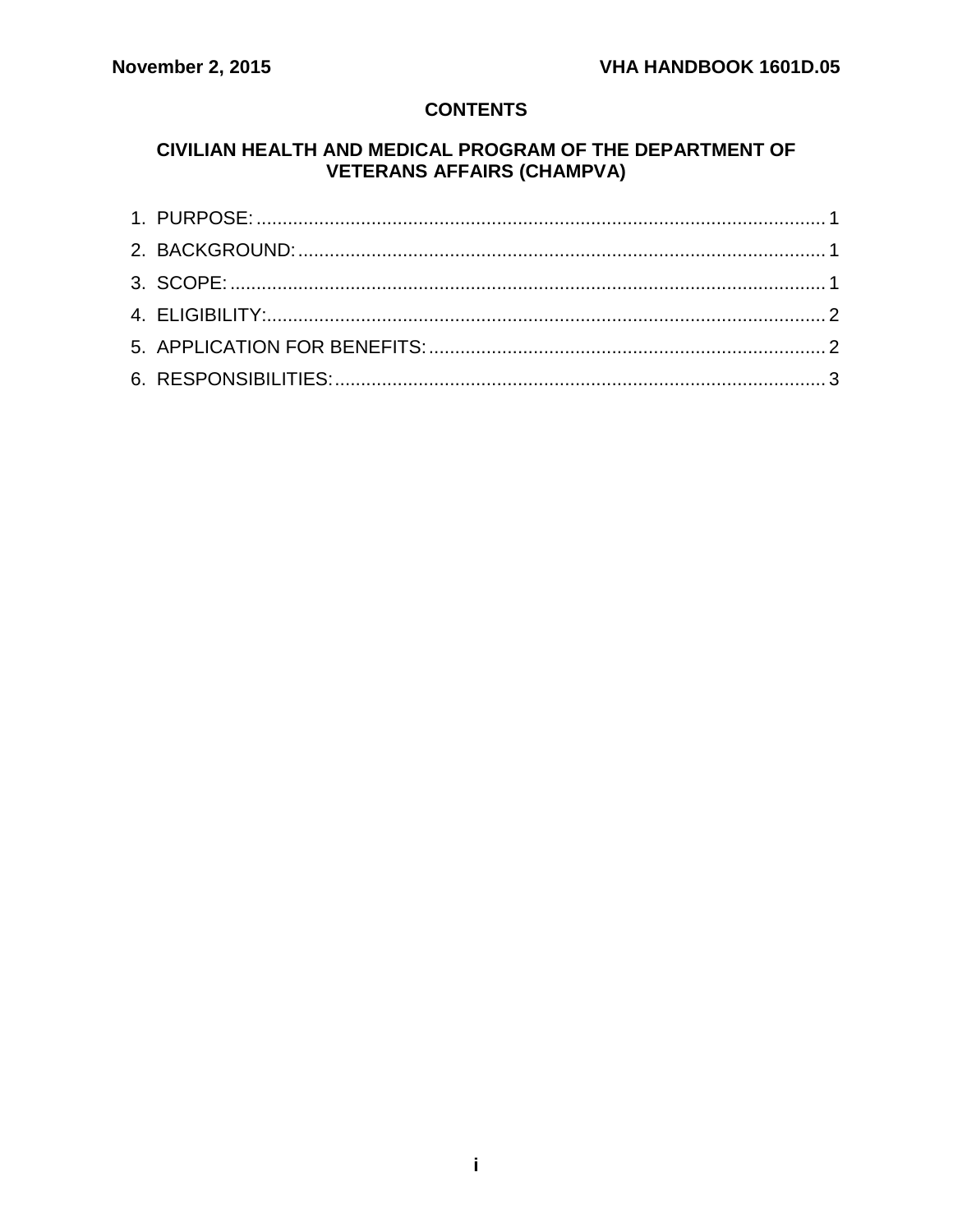## CONTENTS

### CIVILIAN HEALTH AND MEDICAL PROGRAM OF THE DEPARTMENT OF VETERANS AFFAIRS (CHAMPVA)

1. PURPOSE: ............................................................................................................ 1
2. BACKGROUND: ..................................................................................................... 1
3. SCOPE: .................................................................................................................. 1
4. ELIGIBILITY: .......................................................................................................... 2
5. APPLICATION FOR BENEFITS: ............................................................................ 2
6. RESPONSIBILITIES: .............................................................................................. 3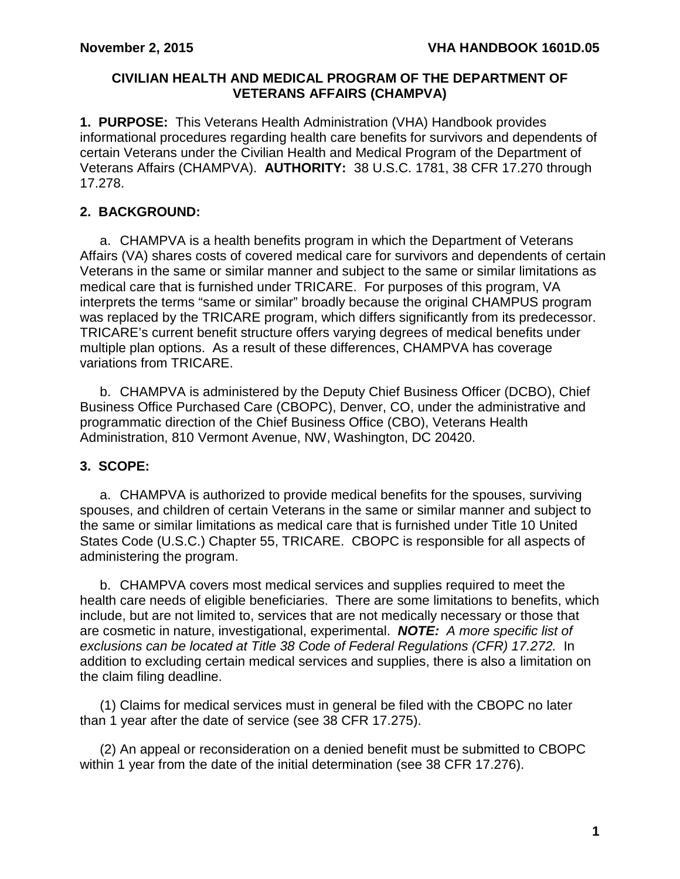**CIVILIAN HEALTH AND MEDICAL PROGRAM OF THE DEPARTMENT OF VETERANS AFFAIRS (CHAMPVA)**

**1. PURPOSE:** This Veterans Health Administration (VHA) Handbook provides informational procedures regarding health care benefits for survivors and dependents of certain Veterans under the Civilian Health and Medical Program of the Department of Veterans Affairs (CHAMPVA). **AUTHORITY:** 38 U.S.C. 1781, 38 CFR 17.270 through 17.278.

**2. BACKGROUND:**

a. CHAMPVA is a health benefits program in which the Department of Veterans Affairs (VA) shares costs of covered medical care for survivors and dependents of certain Veterans in the same or similar manner and subject to the same or similar limitations as medical care that is furnished under TRICARE. For purposes of this program, VA interprets the terms "same or similar" broadly because the original CHAMPUS program was replaced by the TRICARE program, which differs significantly from its predecessor. TRICARE's current benefit structure offers varying degrees of medical benefits under multiple plan options. As a result of these differences, CHAMPVA has coverage variations from TRICARE.

b. CHAMPVA is administered by the Deputy Chief Business Officer (DCBO), Chief Business Office Purchased Care (CBOPC), Denver, CO, under the administrative and programmatic direction of the Chief Business Office (CBO), Veterans Health Administration, 810 Vermont Avenue, NW, Washington, DC 20420.

**3. SCOPE:**

a. CHAMPVA is authorized to provide medical benefits for the spouses, surviving spouses, and children of certain Veterans in the same or similar manner and subject to the same or similar limitations as medical care that is furnished under Title 10 United States Code (U.S.C.) Chapter 55, TRICARE. CBOPC is responsible for all aspects of administering the program.

b. CHAMPVA covers most medical services and supplies required to meet the health care needs of eligible beneficiaries. There are some limitations to benefits, which include, but are not limited to, services that are not medically necessary or those that are cosmetic in nature, investigational, experimental. ***NOTE:*** *A more specific list of exclusions can be located at Title 38 Code of Federal Regulations (CFR) 17.272.* In addition to excluding certain medical services and supplies, there is also a limitation on the claim filing deadline.

(1) Claims for medical services must in general be filed with the CBOPC no later than 1 year after the date of service (see 38 CFR 17.275).

(2) An appeal or reconsideration on a denied benefit must be submitted to CBOPC within 1 year from the date of the initial determination (see 38 CFR 17.276).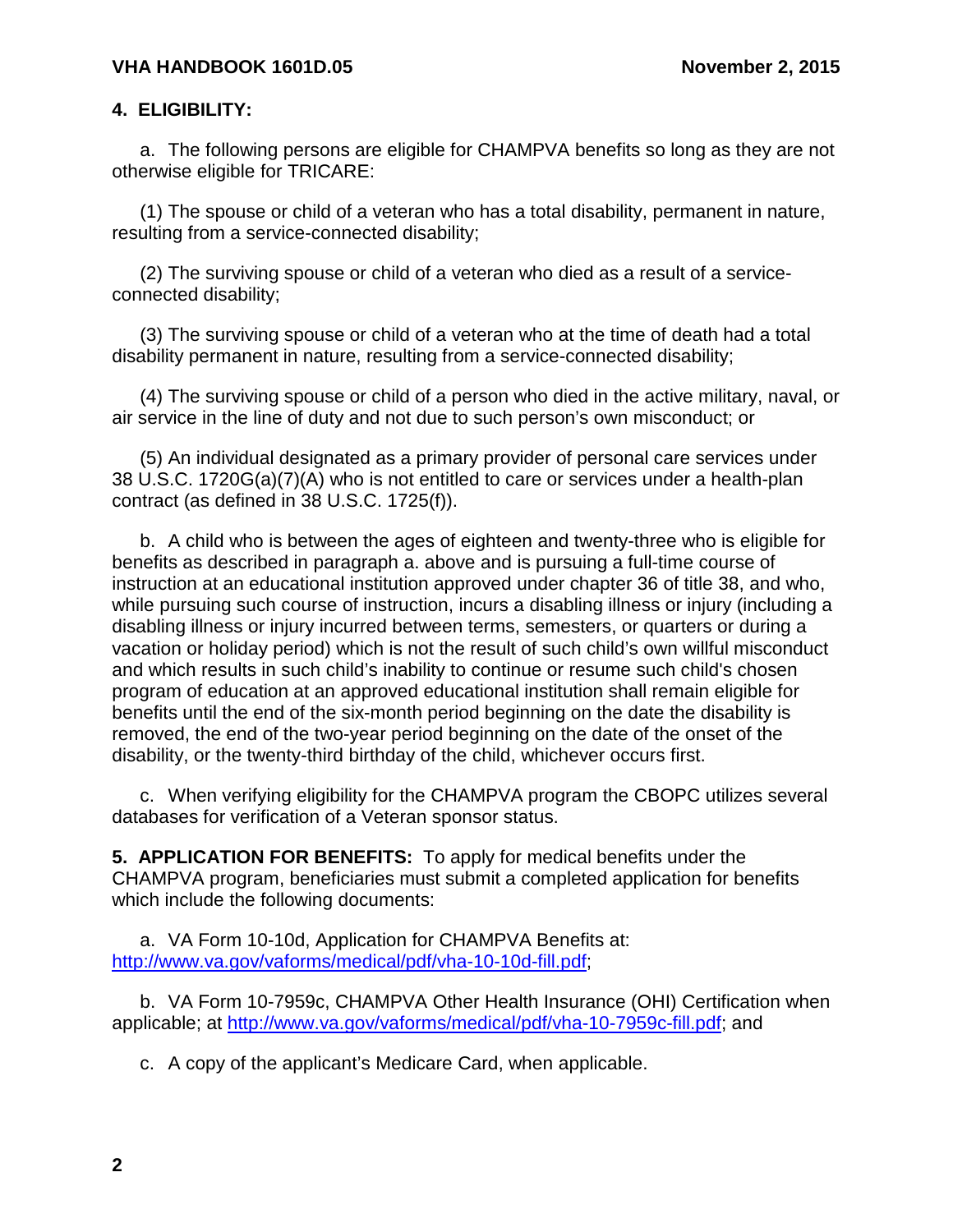**4. ELIGIBILITY:**

a. The following persons are eligible for CHAMPVA benefits so long as they are not otherwise eligible for TRICARE:

(1) The spouse or child of a veteran who has a total disability, permanent in nature, resulting from a service-connected disability;

(2) The surviving spouse or child of a veteran who died as a result of a service-connected disability;

(3) The surviving spouse or child of a veteran who at the time of death had a total disability permanent in nature, resulting from a service-connected disability;

(4) The surviving spouse or child of a person who died in the active military, naval, or air service in the line of duty and not due to such person's own misconduct; or

(5) An individual designated as a primary provider of personal care services under 38 U.S.C. 1720G(a)(7)(A) who is not entitled to care or services under a health-plan contract (as defined in 38 U.S.C. 1725(f)).

b. A child who is between the ages of eighteen and twenty-three who is eligible for benefits as described in paragraph a. above and is pursuing a full-time course of instruction at an educational institution approved under chapter 36 of title 38, and who, while pursuing such course of instruction, incurs a disabling illness or injury (including a disabling illness or injury incurred between terms, semesters, or quarters or during a vacation or holiday period) which is not the result of such child's own willful misconduct and which results in such child's inability to continue or resume such child's chosen program of education at an approved educational institution shall remain eligible for benefits until the end of the six-month period beginning on the date the disability is removed, the end of the two-year period beginning on the date of the onset of the disability, or the twenty-third birthday of the child, whichever occurs first.

c. When verifying eligibility for the CHAMPVA program the CBOPC utilizes several databases for verification of a Veteran sponsor status.

**5. APPLICATION FOR BENEFITS:** To apply for medical benefits under the CHAMPVA program, beneficiaries must submit a completed application for benefits which include the following documents:

a. VA Form 10-10d, Application for CHAMPVA Benefits at: [http://www.va.gov/vaforms/medical/pdf/vha-10-10d-fill.pdf](http://www.va.gov/vaforms/medical/pdf/vha-10-10d-fill.pdf);

b. VA Form 10-7959c, CHAMPVA Other Health Insurance (OHI) Certification when applicable; at [http://www.va.gov/vaforms/medical/pdf/vha-10-7959c-fill.pdf](http://www.va.gov/vaforms/medical/pdf/vha-10-7959c-fill.pdf); and

c. A copy of the applicant's Medicare Card, when applicable.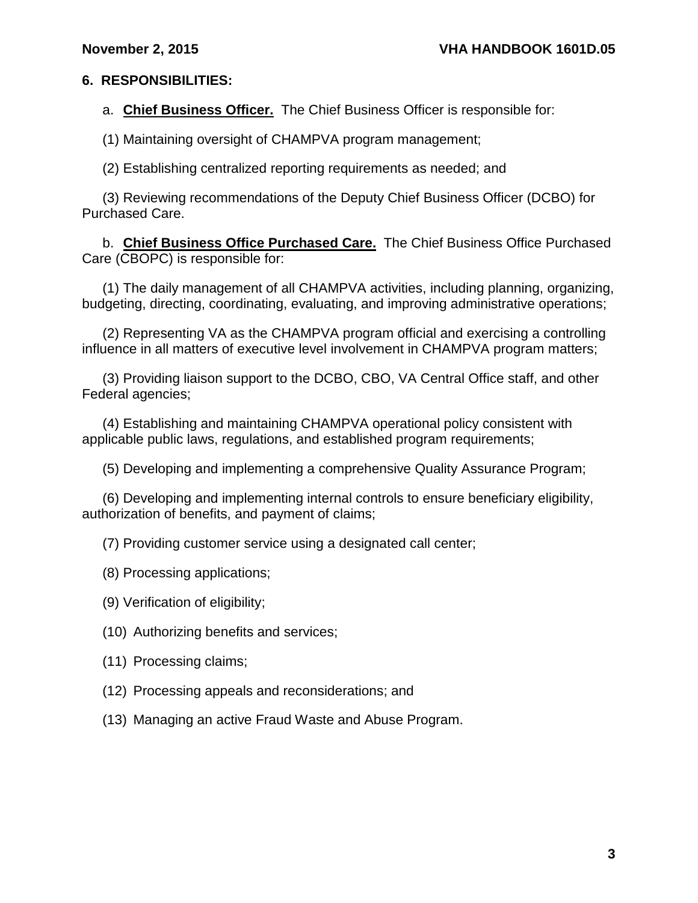## 6. RESPONSIBILITIES:

a. **Chief Business Officer.** The Chief Business Officer is responsible for:

(1) Maintaining oversight of CHAMPVA program management;

(2) Establishing centralized reporting requirements as needed; and

(3) Reviewing recommendations of the Deputy Chief Business Officer (DCBO) for Purchased Care.

b. **Chief Business Office Purchased Care.** The Chief Business Office Purchased Care (CBOPC) is responsible for:

(1) The daily management of all CHAMPVA activities, including planning, organizing, budgeting, directing, coordinating, evaluating, and improving administrative operations;

(2) Representing VA as the CHAMPVA program official and exercising a controlling influence in all matters of executive level involvement in CHAMPVA program matters;

(3) Providing liaison support to the DCBO, CBO, VA Central Office staff, and other Federal agencies;

(4) Establishing and maintaining CHAMPVA operational policy consistent with applicable public laws, regulations, and established program requirements;

(5) Developing and implementing a comprehensive Quality Assurance Program;

(6) Developing and implementing internal controls to ensure beneficiary eligibility, authorization of benefits, and payment of claims;

(7) Providing customer service using a designated call center;

(8) Processing applications;

(9) Verification of eligibility;

(10) Authorizing benefits and services;

(11) Processing claims;

(12) Processing appeals and reconsiderations; and

(13) Managing an active Fraud Waste and Abuse Program.